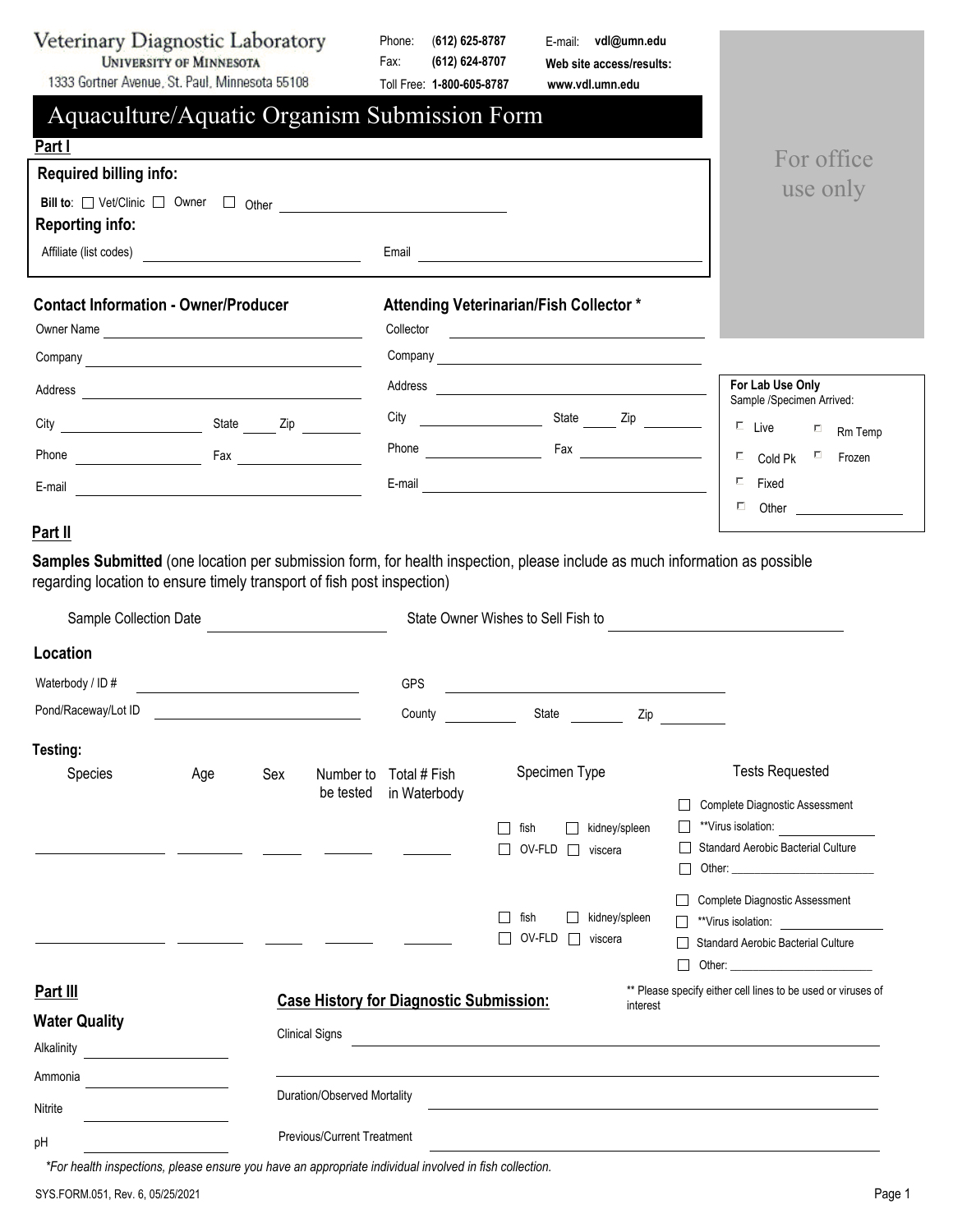Veterinary Diagnostic Laboratory
UNIVERSITY OF MINNESOTA
1333 Gortner Avenue, St. Paul, Minnesota 55108

Phone: (612) 625-8787
Fax: (612) 624-8707
Toll Free: 1-800-605-8787

E-mail: vdl@umn.edu
Web site access/results: www.vdl.umn.edu

For office use only

# Aquaculture/Aquatic Organism Submission Form

## Part I

**Required billing info:**

**Bill to**: ☐ Vet/Clinic ☐ Owner ☐ Other ________________

**Reporting info:**

Affiliate (list codes) ________________ Email ________________

### Contact Information - Owner/Producer

Owner Name ________________

Company ________________

Address ________________

City ________________ State ______ Zip ________

Phone ________________ Fax ________________

E-mail ________________

### Attending Veterinarian/Fish Collector *

Collector ________________

Company ________________

Address ________________

City ________________ State ______ Zip ________

Phone ________________ Fax ________________

E-mail ________________

**For Lab Use Only**
Sample /Specimen Arrived:

☐ Live ☐ Rm Temp
☐ Cold Pk ☐ Frozen
☐ Fixed
☐ Other ________________

## Part II

**Samples Submitted** (one location per submission form, for health inspection, please include as much information as possible regarding location to ensure timely transport of fish post inspection)

Sample Collection Date ________________ State Owner Wishes to Sell Fish to ________________

### Location

Waterbody / ID # ________________ GPS ________________

Pond/Raceway/Lot ID ________________ County ________ State ________ Zip ________

**Testing:**

| Species | Age | Sex | Number to be tested | Total # Fish in Waterbody | Specimen Type | Tests Requested |
|---|---|---|---|---|---|---|
| | | | | | ☐ fish ☐ kidney/spleen<br>☐ OV-FLD ☐ viscera | ☐ Complete Diagnostic Assessment<br>☐ **Virus isolation: ________<br>☐ Standard Aerobic Bacterial Culture<br>☐ Other: ________ |
| | | | | | ☐ fish ☐ kidney/spleen<br>☐ OV-FLD ☐ viscera | ☐ Complete Diagnostic Assessment<br>☐ **Virus isolation: ________<br>☐ Standard Aerobic Bacterial Culture<br>☐ Other: ________ |

** Please specify either cell lines to be used or viruses of interest

## Part III

### Water Quality

Alkalinity ________________

Ammonia ________________

Nitrite ________________

pH ________________

### Case History for Diagnostic Submission:

Clinical Signs ________________

________________

Duration/Observed Mortality ________________

Previous/Current Treatment ________________

*For health inspections, please ensure you have an appropriate individual involved in fish collection.*

SYS.FORM.051, Rev. 6, 05/25/2021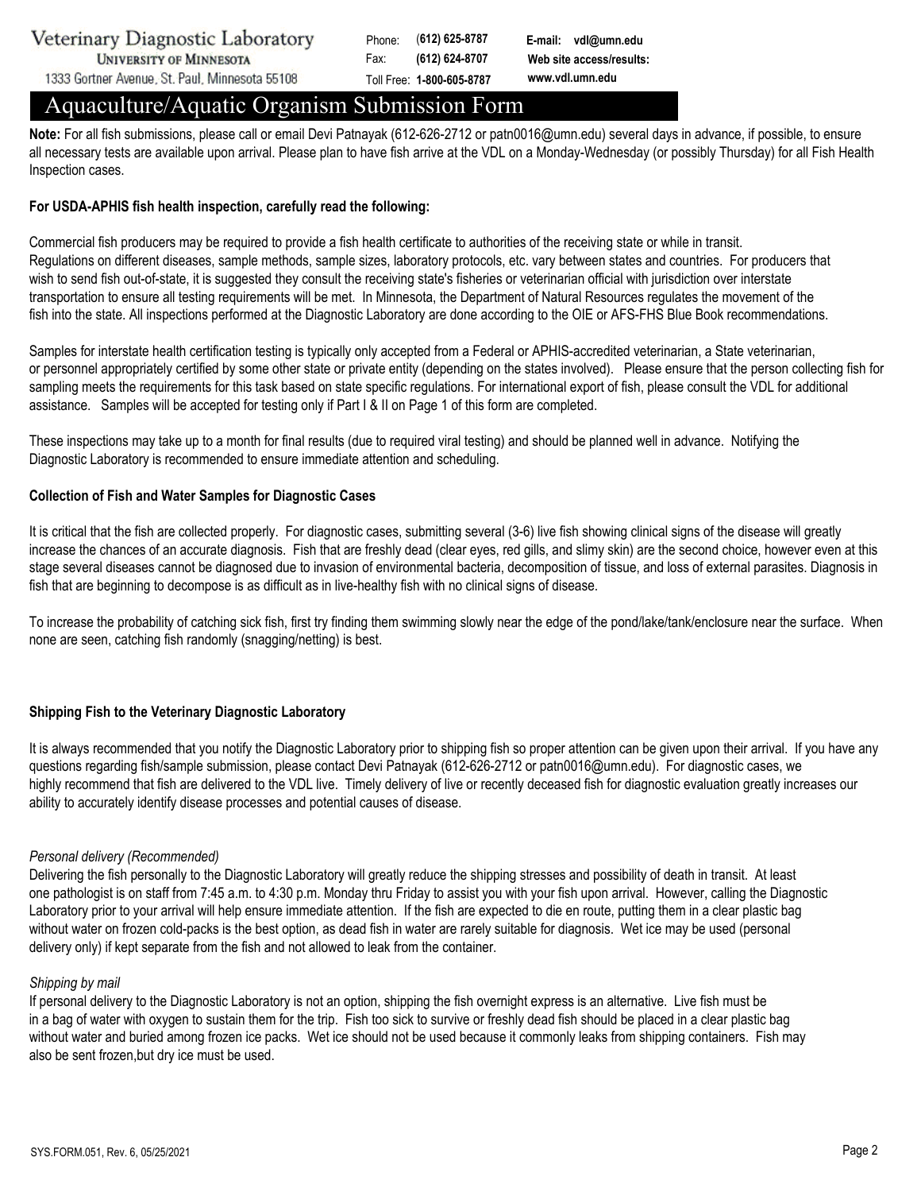Veterinary Diagnostic Laboratory
UNIVERSITY OF MINNESOTA
1333 Gortner Avenue, St. Paul, Minnesota 55108

Phone: (612) 625-8787
Fax: (612) 624-8707
Toll Free: 1-800-605-8787

**E-mail: vdl@umn.edu**
**Web site access/results:**
**www.vdl.umn.edu**

# Aquaculture/Aquatic Organism Submission Form

**Note:** For all fish submissions, please call or email Devi Patnayak (612-626-2712 or patn0016@umn.edu) several days in advance, if possible, to ensure all necessary tests are available upon arrival. Please plan to have fish arrive at the VDL on a Monday-Wednesday (or possibly Thursday) for all Fish Health Inspection cases.

**For USDA-APHIS fish health inspection, carefully read the following:**

Commercial fish producers may be required to provide a fish health certificate to authorities of the receiving state or while in transit. Regulations on different diseases, sample methods, sample sizes, laboratory protocols, etc. vary between states and countries. For producers that wish to send fish out-of-state, it is suggested they consult the receiving state's fisheries or veterinarian official with jurisdiction over interstate transportation to ensure all testing requirements will be met. In Minnesota, the Department of Natural Resources regulates the movement of the fish into the state. All inspections performed at the Diagnostic Laboratory are done according to the OIE or AFS-FHS Blue Book recommendations.

Samples for interstate health certification testing is typically only accepted from a Federal or APHIS-accredited veterinarian, a State veterinarian, or personnel appropriately certified by some other state or private entity (depending on the states involved). Please ensure that the person collecting fish for sampling meets the requirements for this task based on state specific regulations. For international export of fish, please consult the VDL for additional assistance. Samples will be accepted for testing only if Part I & II on Page 1 of this form are completed.

These inspections may take up to a month for final results (due to required viral testing) and should be planned well in advance. Notifying the Diagnostic Laboratory is recommended to ensure immediate attention and scheduling.

**Collection of Fish and Water Samples for Diagnostic Cases**

It is critical that the fish are collected properly. For diagnostic cases, submitting several (3-6) live fish showing clinical signs of the disease will greatly increase the chances of an accurate diagnosis. Fish that are freshly dead (clear eyes, red gills, and slimy skin) are the second choice, however even at this stage several diseases cannot be diagnosed due to invasion of environmental bacteria, decomposition of tissue, and loss of external parasites. Diagnosis in fish that are beginning to decompose is as difficult as in live-healthy fish with no clinical signs of disease.

To increase the probability of catching sick fish, first try finding them swimming slowly near the edge of the pond/lake/tank/enclosure near the surface. When none are seen, catching fish randomly (snagging/netting) is best.

**Shipping Fish to the Veterinary Diagnostic Laboratory**

It is always recommended that you notify the Diagnostic Laboratory prior to shipping fish so proper attention can be given upon their arrival. If you have any questions regarding fish/sample submission, please contact Devi Patnayak (612-626-2712 or patn0016@umn.edu). For diagnostic cases, we highly recommend that fish are delivered to the VDL live. Timely delivery of live or recently deceased fish for diagnostic evaluation greatly increases our ability to accurately identify disease processes and potential causes of disease.

*Personal delivery (Recommended)*

Delivering the fish personally to the Diagnostic Laboratory will greatly reduce the shipping stresses and possibility of death in transit. At least one pathologist is on staff from 7:45 a.m. to 4:30 p.m. Monday thru Friday to assist you with your fish upon arrival. However, calling the Diagnostic Laboratory prior to your arrival will help ensure immediate attention. If the fish are expected to die en route, putting them in a clear plastic bag without water on frozen cold-packs is the best option, as dead fish in water are rarely suitable for diagnosis. Wet ice may be used (personal delivery only) if kept separate from the fish and not allowed to leak from the container.

*Shipping by mail*

If personal delivery to the Diagnostic Laboratory is not an option, shipping the fish overnight express is an alternative. Live fish must be in a bag of water with oxygen to sustain them for the trip. Fish too sick to survive or freshly dead fish should be placed in a clear plastic bag without water and buried among frozen ice packs. Wet ice should not be used because it commonly leaks from shipping containers. Fish may also be sent frozen,but dry ice must be used.

SYS.FORM.051, Rev. 6, 05/25/2021